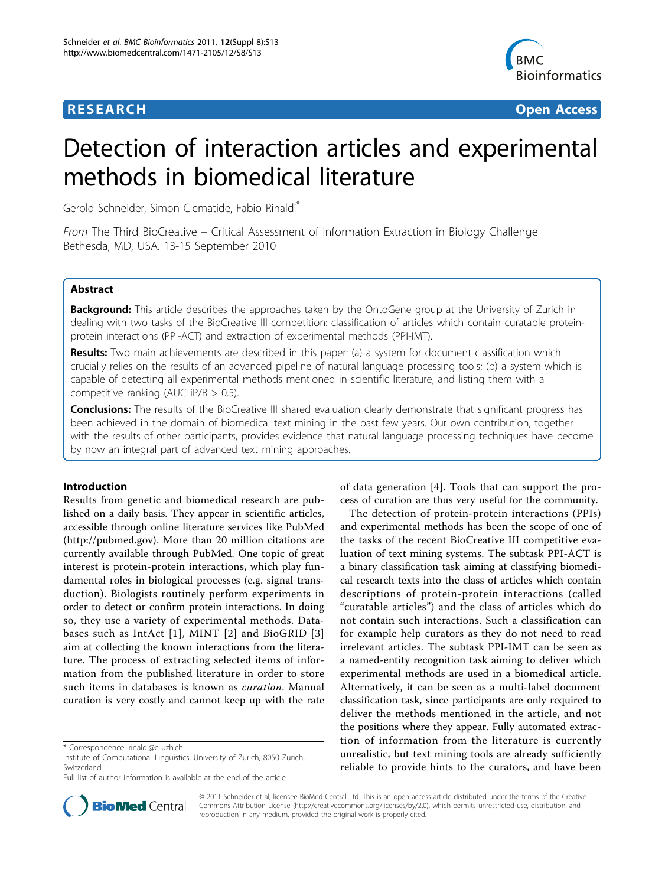**RESEARCH** **Open Access**

# Detection of interaction articles and experimental methods in biomedical literature

Gerold Schneider, Simon Clematide, Fabio Rinaldi*

*From* The Third BioCreative – Critical Assessment of Information Extraction in Biology Challenge
Bethesda, MD, USA. 13-15 September 2010

## Abstract

**Background:** This article describes the approaches taken by the OntoGene group at the University of Zurich in dealing with two tasks of the BioCreative III competition: classification of articles which contain curatable protein-protein interactions (PPI-ACT) and extraction of experimental methods (PPI-IMT).

**Results:** Two main achievements are described in this paper: (a) a system for document classification which crucially relies on the results of an advanced pipeline of natural language processing tools; (b) a system which is capable of detecting all experimental methods mentioned in scientific literature, and listing them with a competitive ranking (AUC iP/R > 0.5).

**Conclusions:** The results of the BioCreative III shared evaluation clearly demonstrate that significant progress has been achieved in the domain of biomedical text mining in the past few years. Our own contribution, together with the results of other participants, provides evidence that natural language processing techniques have become by now an integral part of advanced text mining approaches.

## Introduction

Results from genetic and biomedical research are published on a daily basis. They appear in scientific articles, accessible through online literature services like PubMed (http://pubmed.gov). More than 20 million citations are currently available through PubMed. One topic of great interest is protein-protein interactions, which play fundamental roles in biological processes (e.g. signal transduction). Biologists routinely perform experiments in order to detect or confirm protein interactions. In doing so, they use a variety of experimental methods. Databases such as IntAct [1], MINT [2] and BioGRID [3] aim at collecting the known interactions from the literature. The process of extracting selected items of information from the published literature in order to store such items in databases is known as *curation*. Manual curation is very costly and cannot keep up with the rate of data generation [4]. Tools that can support the process of curation are thus very useful for the community.

The detection of protein-protein interactions (PPIs) and experimental methods has been the scope of one of the tasks of the recent BioCreative III competitive evaluation of text mining systems. The subtask PPI-ACT is a binary classification task aiming at classifying biomedical research texts into the class of articles which contain descriptions of protein-protein interactions (called "curatable articles") and the class of articles which do not contain such interactions. Such a classification can for example help curators as they do not need to read irrelevant articles. The subtask PPI-IMT can be seen as a named-entity recognition task aiming to deliver which experimental methods are used in a biomedical article. Alternatively, it can be seen as a multi-label document classification task, since participants are only required to deliver the methods mentioned in the article, and not the positions where they appear. Fully automated extraction of information from the literature is currently unrealistic, but text mining tools are already sufficiently reliable to provide hints to the curators, and have been

\* Correspondence: rinaldi@cl.uzh.ch
Institute of Computational Linguistics, University of Zurich, 8050 Zurich, Switzerland
Full list of author information is available at the end of the article

© 2011 Schneider et al; licensee BioMed Central Ltd. This is an open access article distributed under the terms of the Creative Commons Attribution License (http://creativecommons.org/licenses/by/2.0), which permits unrestricted use, distribution, and reproduction in any medium, provided the original work is properly cited.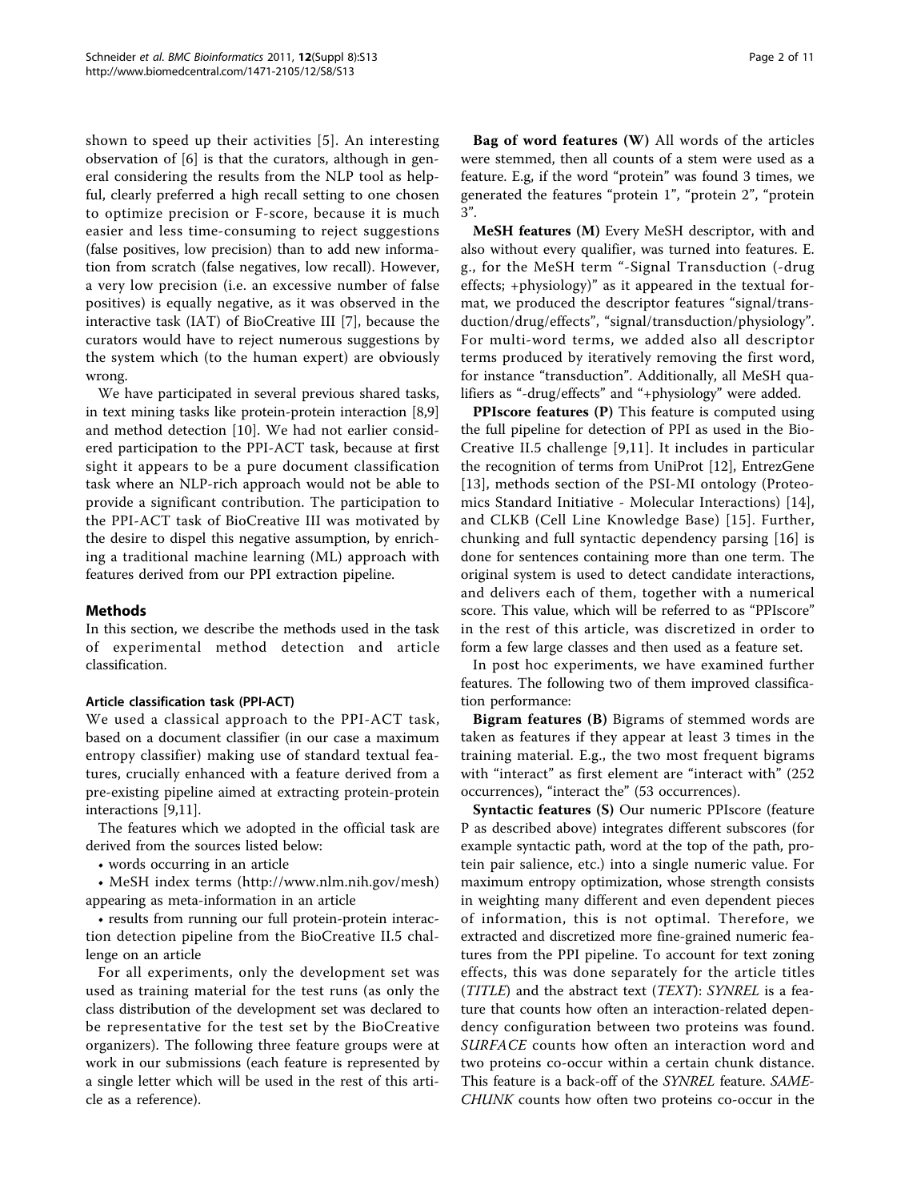shown to speed up their activities [5]. An interesting observation of [6] is that the curators, although in general considering the results from the NLP tool as helpful, clearly preferred a high recall setting to one chosen to optimize precision or F-score, because it is much easier and less time-consuming to reject suggestions (false positives, low precision) than to add new information from scratch (false negatives, low recall). However, a very low precision (i.e. an excessive number of false positives) is equally negative, as it was observed in the interactive task (IAT) of BioCreative III [7], because the curators would have to reject numerous suggestions by the system which (to the human expert) are obviously wrong.

We have participated in several previous shared tasks, in text mining tasks like protein-protein interaction [8,9] and method detection [10]. We had not earlier considered participation to the PPI-ACT task, because at first sight it appears to be a pure document classification task where an NLP-rich approach would not be able to provide a significant contribution. The participation to the PPI-ACT task of BioCreative III was motivated by the desire to dispel this negative assumption, by enriching a traditional machine learning (ML) approach with features derived from our PPI extraction pipeline.

## Methods

In this section, we describe the methods used in the task of experimental method detection and article classification.

### Article classification task (PPI-ACT)

We used a classical approach to the PPI-ACT task, based on a document classifier (in our case a maximum entropy classifier) making use of standard textual features, crucially enhanced with a feature derived from a pre-existing pipeline aimed at extracting protein-protein interactions [9,11].

The features which we adopted in the official task are derived from the sources listed below:

- words occurring in an article
- MeSH index terms (http://www.nlm.nih.gov/mesh) appearing as meta-information in an article
- results from running our full protein-protein interaction detection pipeline from the BioCreative II.5 challenge on an article

For all experiments, only the development set was used as training material for the test runs (as only the class distribution of the development set was declared to be representative for the test set by the BioCreative organizers). The following three feature groups were at work in our submissions (each feature is represented by a single letter which will be used in the rest of this article as a reference).

**Bag of word features (W)** All words of the articles were stemmed, then all counts of a stem were used as a feature. E.g, if the word "protein" was found 3 times, we generated the features "protein 1", "protein 2", "protein 3".

**MeSH features (M)** Every MeSH descriptor, with and also without every qualifier, was turned into features. E. g., for the MeSH term "-Signal Transduction (-drug effects; +physiology)" as it appeared in the textual format, we produced the descriptor features "signal/transduction/drug/effects", "signal/transduction/physiology". For multi-word terms, we added also all descriptor terms produced by iteratively removing the first word, for instance "transduction". Additionally, all MeSH qualifiers as "-drug/effects" and "+physiology" were added.

**PPIscore features (P)** This feature is computed using the full pipeline for detection of PPI as used in the BioCreative II.5 challenge [9,11]. It includes in particular the recognition of terms from UniProt [12], EntrezGene [13], methods section of the PSI-MI ontology (Proteomics Standard Initiative - Molecular Interactions) [14], and CLKB (Cell Line Knowledge Base) [15]. Further, chunking and full syntactic dependency parsing [16] is done for sentences containing more than one term. The original system is used to detect candidate interactions, and delivers each of them, together with a numerical score. This value, which will be referred to as "PPIscore" in the rest of this article, was discretized in order to form a few large classes and then used as a feature set.

In post hoc experiments, we have examined further features. The following two of them improved classification performance:

**Bigram features (B)** Bigrams of stemmed words are taken as features if they appear at least 3 times in the training material. E.g., the two most frequent bigrams with "interact" as first element are "interact with" (252 occurrences), "interact the" (53 occurrences).

**Syntactic features (S)** Our numeric PPIscore (feature P as described above) integrates different subscores (for example syntactic path, word at the top of the path, protein pair salience, etc.) into a single numeric value. For maximum entropy optimization, whose strength consists in weighting many different and even dependent pieces of information, this is not optimal. Therefore, we extracted and discretized more fine-grained numeric features from the PPI pipeline. To account for text zoning effects, this was done separately for the article titles (*TITLE*) and the abstract text (*TEXT*): *SYNREL* is a feature that counts how often an interaction-related dependency configuration between two proteins was found. *SURFACE* counts how often an interaction word and two proteins co-occur within a certain chunk distance. This feature is a back-off of the *SYNREL* feature. *SAME-CHUNK* counts how often two proteins co-occur in the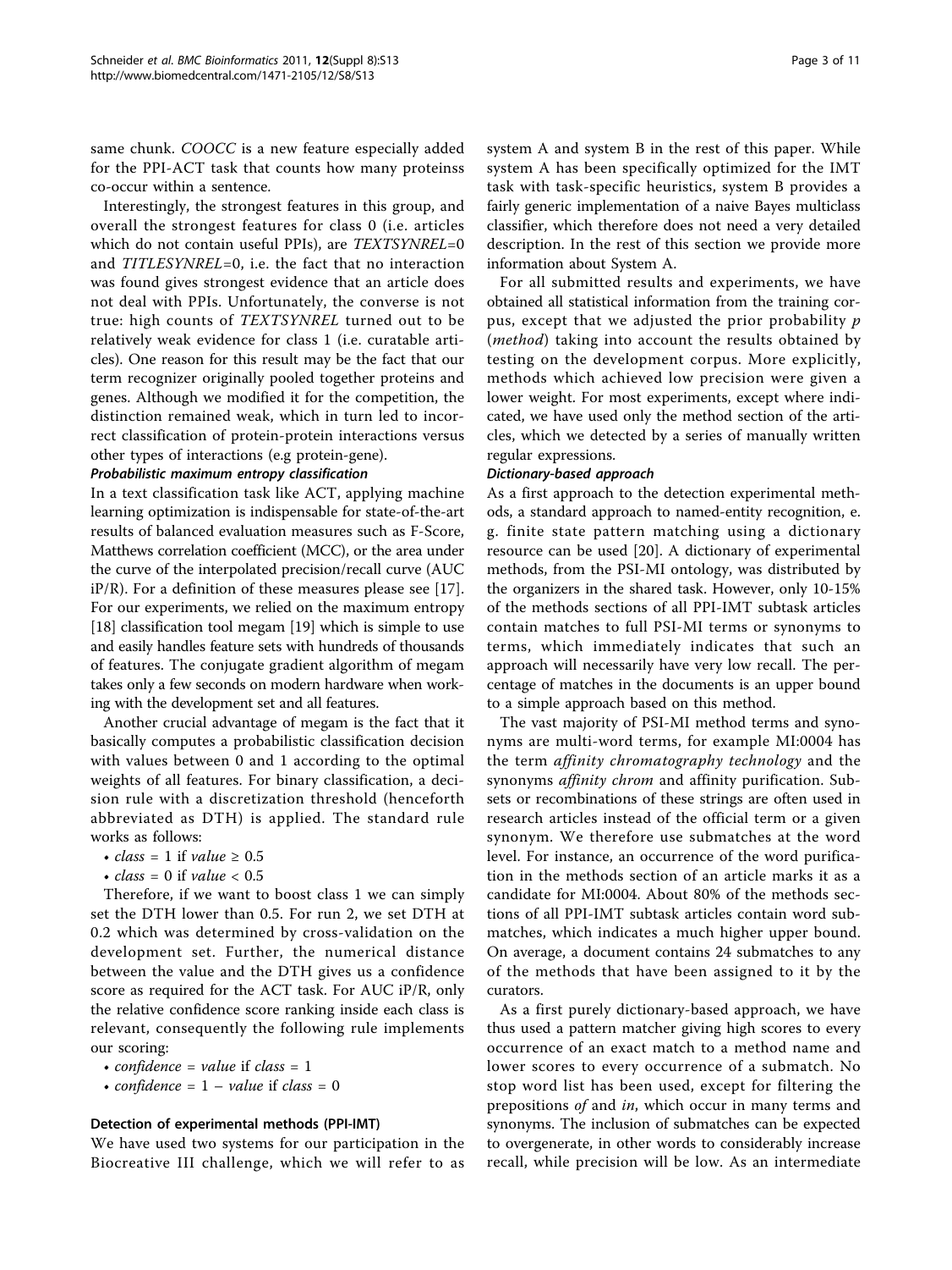same chunk. *COOCC* is a new feature especially added for the PPI-ACT task that counts how many proteinss co-occur within a sentence.

Interestingly, the strongest features in this group, and overall the strongest features for class 0 (i.e. articles which do not contain useful PPIs), are *TEXTSYNREL*=0 and *TITLESYNREL*=0, i.e. the fact that no interaction was found gives strongest evidence that an article does not deal with PPIs. Unfortunately, the converse is not true: high counts of *TEXTSYNREL* turned out to be relatively weak evidence for class 1 (i.e. curatable articles). One reason for this result may be the fact that our term recognizer originally pooled together proteins and genes. Although we modified it for the competition, the distinction remained weak, which in turn led to incorrect classification of protein-protein interactions versus other types of interactions (e.g protein-gene).

#### *Probabilistic maximum entropy classification*

In a text classification task like ACT, applying machine learning optimization is indispensable for state-of-the-art results of balanced evaluation measures such as F-Score, Matthews correlation coefficient (MCC), or the area under the curve of the interpolated precision/recall curve (AUC iP/R). For a definition of these measures please see [17]. For our experiments, we relied on the maximum entropy [18] classification tool megam [19] which is simple to use and easily handles feature sets with hundreds of thousands of features. The conjugate gradient algorithm of megam takes only a few seconds on modern hardware when working with the development set and all features.

Another crucial advantage of megam is the fact that it basically computes a probabilistic classification decision with values between 0 and 1 according to the optimal weights of all features. For binary classification, a decision rule with a discretization threshold (henceforth abbreviated as DTH) is applied. The standard rule works as follows:

- *class* = 1 if *value* ≥ 0.5
- *class* = 0 if *value* < 0.5

Therefore, if we want to boost class 1 we can simply set the DTH lower than 0.5. For run 2, we set DTH at 0.2 which was determined by cross-validation on the development set. Further, the numerical distance between the value and the DTH gives us a confidence score as required for the ACT task. For AUC iP/R, only the relative confidence score ranking inside each class is relevant, consequently the following rule implements our scoring:

- *confidence* = *value* if *class* = 1
- *confidence* = 1 − *value* if *class* = 0

### Detection of experimental methods (PPI-IMT)

We have used two systems for our participation in the Biocreative III challenge, which we will refer to as system A and system B in the rest of this paper. While system A has been specifically optimized for the IMT task with task-specific heuristics, system B provides a fairly generic implementation of a naive Bayes multiclass classifier, which therefore does not need a very detailed description. In the rest of this section we provide more information about System A.

For all submitted results and experiments, we have obtained all statistical information from the training corpus, except that we adjusted the prior probability $p$ (*method*) taking into account the results obtained by testing on the development corpus. More explicitly, methods which achieved low precision were given a lower weight. For most experiments, except where indicated, we have used only the method section of the articles, which we detected by a series of manually written regular expressions.

#### *Dictionary-based approach*

As a first approach to the detection experimental methods, a standard approach to named-entity recognition, e. g. finite state pattern matching using a dictionary resource can be used [20]. A dictionary of experimental methods, from the PSI-MI ontology, was distributed by the organizers in the shared task. However, only 10-15% of the methods sections of all PPI-IMT subtask articles contain matches to full PSI-MI terms or synonyms to terms, which immediately indicates that such an approach will necessarily have very low recall. The percentage of matches in the documents is an upper bound to a simple approach based on this method.

The vast majority of PSI-MI method terms and synonyms are multi-word terms, for example MI:0004 has the term *affinity chromatography technology* and the synonyms *affinity chrom* and affinity purification. Subsets or recombinations of these strings are often used in research articles instead of the official term or a given synonym. We therefore use submatches at the word level. For instance, an occurrence of the word purification in the methods section of an article marks it as a candidate for MI:0004. About 80% of the methods sections of all PPI-IMT subtask articles contain word submatches, which indicates a much higher upper bound. On average, a document contains 24 submatches to any of the methods that have been assigned to it by the curators.

As a first purely dictionary-based approach, we have thus used a pattern matcher giving high scores to every occurrence of an exact match to a method name and lower scores to every occurrence of a submatch. No stop word list has been used, except for filtering the prepositions *of* and *in*, which occur in many terms and synonyms. The inclusion of submatches can be expected to overgenerate, in other words to considerably increase recall, while precision will be low. As an intermediate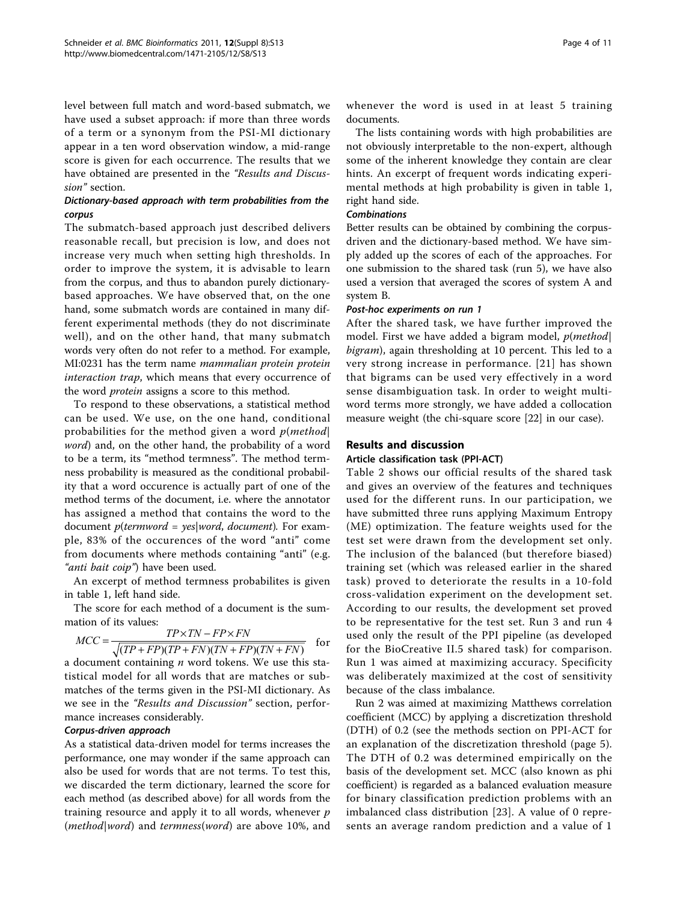level between full match and word-based submatch, we have used a subset approach: if more than three words of a term or a synonym from the PSI-MI dictionary appear in a ten word observation window, a mid-range score is given for each occurrence. The results that we have obtained are presented in the *"Results and Discussion"* section.

#### Dictionary-based approach with term probabilities from the corpus

The submatch-based approach just described delivers reasonable recall, but precision is low, and does not increase very much when setting high thresholds. In order to improve the system, it is advisable to learn from the corpus, and thus to abandon purely dictionary-based approaches. We have observed that, on the one hand, some submatch words are contained in many different experimental methods (they do not discriminate well), and on the other hand, that many submatch words very often do not refer to a method. For example, MI:0231 has the term name *mammalian protein protein interaction trap*, which means that every occurrence of the word *protein* assigns a score to this method.

To respond to these observations, a statistical method can be used. We use, on the one hand, conditional probabilities for the method given a word $p(method|word)$ and, on the other hand, the probability of a word to be a term, its "method termness". The method termness probability is measured as the conditional probability that a word occurence is actually part of one of the method terms of the document, i.e. where the annotator has assigned a method that contains the word to the document $p(termword = yes|word, document)$. For example, 83% of the occurences of the word "anti" come from documents where methods containing "anti" (e.g. *"anti bait coip"*) have been used.

An excerpt of method termness probabilites is given in table 1, left hand side.

The score for each method of a document is the summation of its values:

$$MCC = \frac{TP \times TN - FP \times FN}{\sqrt{(TP+FP)(TP+FN)(TN+FP)(TN+FN)}} \quad \text{for}$$

a document containing $n$ word tokens. We use this statistical model for all words that are matches or submatches of the terms given in the PSI-MI dictionary. As we see in the *"Results and Discussion"* section, performance increases considerably.

#### Corpus-driven approach

As a statistical data-driven model for terms increases the performance, one may wonder if the same approach can also be used for words that are not terms. To test this, we discarded the term dictionary, learned the score for each method (as described above) for all words from the training resource and apply it to all words, whenever $p(method|word)$ and $termness(word)$ are above 10%, and whenever the word is used in at least 5 training documents.

The lists containing words with high probabilities are not obviously interpretable to the non-expert, although some of the inherent knowledge they contain are clear hints. An excerpt of frequent words indicating experimental methods at high probability is given in table 1, right hand side.

#### Combinations

Better results can be obtained by combining the corpus-driven and the dictionary-based method. We have simply added up the scores of each of the approaches. For one submission to the shared task (run 5), we have also used a version that averaged the scores of system A and system B.

#### Post-hoc experiments on run 1

After the shared task, we have further improved the model. First we have added a bigram model, $p(method|bigram)$, again thresholding at 10 percent. This led to a very strong increase in performance. [21] has shown that bigrams can be used very effectively in a word sense disambiguation task. In order to weight multi-word terms more strongly, we have added a collocation measure weight (the chi-square score [22] in our case).

## Results and discussion

### Article classification task (PPI-ACT)

Table 2 shows our official results of the shared task and gives an overview of the features and techniques used for the different runs. In our participation, we have submitted three runs applying Maximum Entropy (ME) optimization. The feature weights used for the test set were drawn from the development set only. The inclusion of the balanced (but therefore biased) training set (which was released earlier in the shared task) proved to deteriorate the results in a 10-fold cross-validation experiment on the development set. According to our results, the development set proved to be representative for the test set. Run 3 and run 4 used only the result of the PPI pipeline (as developed for the BioCreative II.5 shared task) for comparison. Run 1 was aimed at maximizing accuracy. Specificity was deliberately maximized at the cost of sensitivity because of the class imbalance.

Run 2 was aimed at maximizing Matthews correlation coefficient (MCC) by applying a discretization threshold (DTH) of 0.2 (see the methods section on PPI-ACT for an explanation of the discretization threshold (page 5). The DTH of 0.2 was determined empirically on the basis of the development set. MCC (also known as phi coefficient) is regarded as a balanced evaluation measure for binary classification prediction problems with an imbalanced class distribution [23]. A value of 0 represents an average random prediction and a value of 1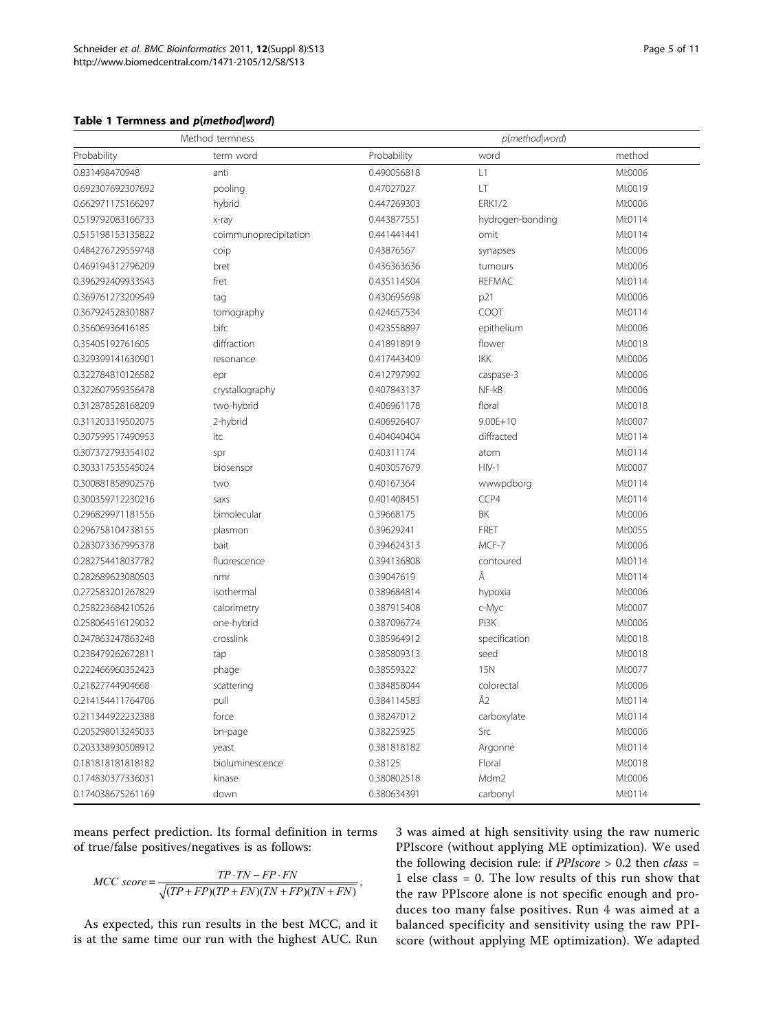**Table 1 Termness and *p(method|word)***

| Method termness | | *p(method\|word)* | | |
|---|---|---|---|---|
| Probability | term word | Probability | word | method |
| 0.831498470948 | anti | 0.490056818 | L1 | MI:0006 |
| 0.692307692307692 | pooling | 0.47027027 | LT | MI:0019 |
| 0.662971175166297 | hybrid | 0.447269303 | ERK1/2 | MI:0006 |
| 0.519792083166733 | x-ray | 0.443877551 | hydrogen-bonding | MI:0114 |
| 0.515198153135822 | coimmunoprecipitation | 0.441441441 | omit | MI:0114 |
| 0.484276729559748 | coip | 0.43876567 | synapses | MI:0006 |
| 0.469194312796209 | bret | 0.436363636 | tumours | MI:0006 |
| 0.396292409933543 | fret | 0.435114504 | REFMAC | MI:0114 |
| 0.369761273209549 | tag | 0.430695698 | p21 | MI:0006 |
| 0.367924528301887 | tomography | 0.424657534 | COOT | MI:0114 |
| 0.35606936416185 | bifc | 0.423558897 | epithelium | MI:0006 |
| 0.35405192761605 | diffraction | 0.418918919 | flower | MI:0018 |
| 0.329399141630901 | resonance | 0.417443409 | IKK | MI:0006 |
| 0.322784810126582 | epr | 0.412797992 | caspase-3 | MI:0006 |
| 0.322607959356478 | crystallography | 0.407843137 | NF-kB | MI:0006 |
| 0.312878528168209 | two-hybrid | 0.406961178 | floral | MI:0018 |
| 0.311203319502075 | 2-hybrid | 0.406926407 | 9.00E+10 | MI:0007 |
| 0.307599517490953 | itc | 0.404040404 | diffracted | MI:0114 |
| 0.307372793354102 | spr | 0.40311174 | atom | MI:0114 |
| 0.303317535545024 | biosensor | 0.403057679 | HIV-1 | MI:0007 |
| 0.300881858902576 | two | 0.40167364 | wwwpdborg | MI:0114 |
| 0.300359712230216 | saxs | 0.401408451 | CCP4 | MI:0114 |
| 0.296829971181556 | bimolecular | 0.39668175 | BK | MI:0006 |
| 0.296758104738155 | plasmon | 0.39629241 | FRET | MI:0055 |
| 0.283073367995378 | bait | 0.394624313 | MCF-7 | MI:0006 |
| 0.282754418037782 | fluorescence | 0.394136808 | contoured | MI:0114 |
| 0.282689623080503 | nmr | 0.39047619 | Å | MI:0114 |
| 0.272583201267829 | isothermal | 0.389684814 | hypoxia | MI:0006 |
| 0.258223684210526 | calorimetry | 0.387915408 | c-Myc | MI:0007 |
| 0.258064516129032 | one-hybrid | 0.387096774 | PI3K | MI:0006 |
| 0.247863247863248 | crosslink | 0.385964912 | specification | MI:0018 |
| 0.238479262672811 | tap | 0.385809313 | seed | MI:0018 |
| 0.222466960352423 | phage | 0.38559322 | 15N | MI:0077 |
| 0.21827744904668 | scattering | 0.384858044 | colorectal | MI:0006 |
| 0.214154411764706 | pull | 0.384114583 | Å2 | MI:0114 |
| 0.211344922232388 | force | 0.38247012 | carboxylate | MI:0114 |
| 0.205298013245033 | bn-page | 0.38225925 | Src | MI:0006 |
| 0.203338930508912 | yeast | 0.381818182 | Argonne | MI:0114 |
| 0.181818181818182 | bioluminescence | 0.38125 | Floral | MI:0018 |
| 0.174830377336031 | kinase | 0.380802518 | Mdm2 | MI:0006 |
| 0.174038675261169 | down | 0.380634391 | carbonyl | MI:0114 |

means perfect prediction. Its formal definition in terms of true/false positives/negatives is as follows:

$$MCC\ score = \frac{TP \cdot TN - FP \cdot FN}{\sqrt{(TP+FP)(TP+FN)(TN+FP)(TN+FN)}},$$

As expected, this run results in the best MCC, and it is at the same time our run with the highest AUC. Run 3 was aimed at high sensitivity using the raw numeric PPIscore (without applying ME optimization). We used the following decision rule: if *PPIscore* > 0.2 then *class* = 1 else class = 0. The low results of this run show that the raw PPIscore alone is not specific enough and produces too many false positives. Run 4 was aimed at a balanced specificity and sensitivity using the raw PPIscore (without applying ME optimization). We adapted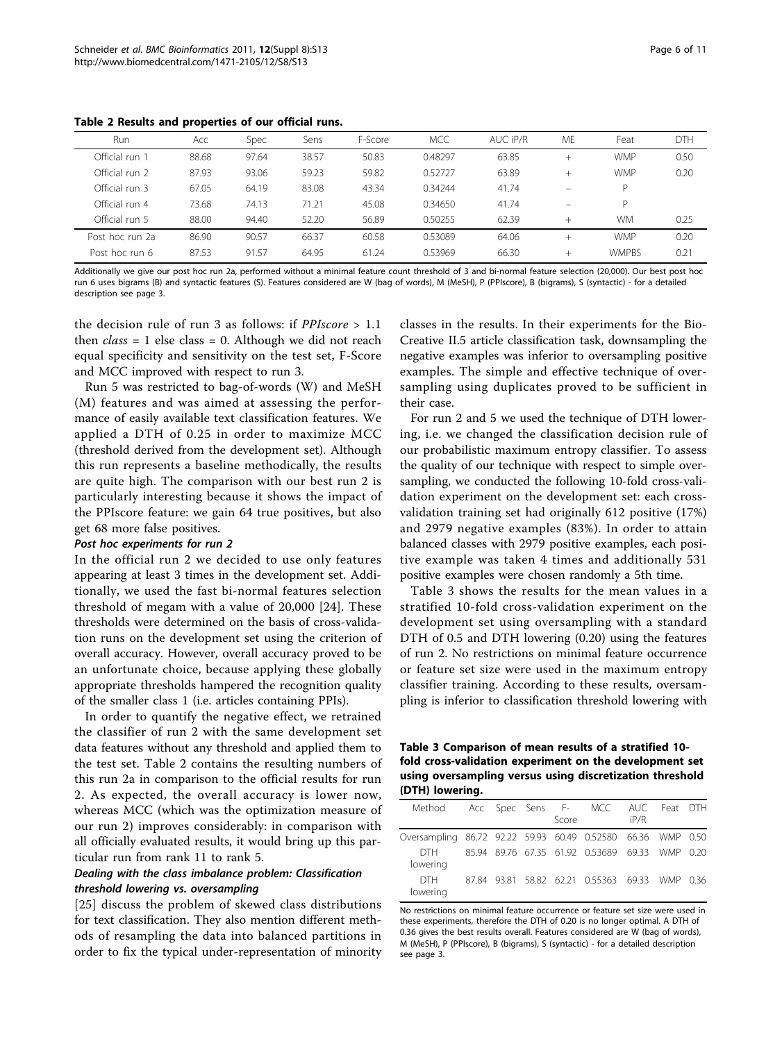**Table 2 Results and properties of our official runs.**

| Run | Acc | Spec | Sens | F-Score | MCC | AUC iP/R | ME | Feat | DTH |
|---|---|---|---|---|---|---|---|---|---|
| Official run 1 | 88.68 | 97.64 | 38.57 | 50.83 | 0.48297 | 63.85 | + | WMP | 0.50 |
| Official run 2 | 87.93 | 93.06 | 59.23 | 59.82 | 0.52727 | 63.89 | + | WMP | 0.20 |
| Official run 3 | 67.05 | 64.19 | 83.08 | 43.34 | 0.34244 | 41.74 | – | P | |
| Official run 4 | 73.68 | 74.13 | 71.21 | 45.08 | 0.34650 | 41.74 | – | P | |
| Official run 5 | 88.00 | 94.40 | 52.20 | 56.89 | 0.50255 | 62.39 | + | WM | 0.25 |
| Post hoc run 2a | 86.90 | 90.57 | 66.37 | 60.58 | 0.53089 | 64.06 | + | WMP | 0.20 |
| Post hoc run 6 | 87.53 | 91.57 | 64.95 | 61.24 | 0.53969 | 66.30 | + | WMPBS | 0.21 |

Additionally we give our post hoc run 2a, performed without a minimal feature count threshold of 3 and bi-normal feature selection (20,000). Our best post hoc run 6 uses bigrams (B) and syntactic features (S). Features considered are W (bag of words), M (MeSH), P (PPIscore), B (bigrams), S (syntactic) - for a detailed description see page 3.

the decision rule of run 3 as follows: if *PPIscore* > 1.1 then *class* = 1 else class = 0. Although we did not reach equal specificity and sensitivity on the test set, F-Score and MCC improved with respect to run 3.

Run 5 was restricted to bag-of-words (W) and MeSH (M) features and was aimed at assessing the performance of easily available text classification features. We applied a DTH of 0.25 in order to maximize MCC (threshold derived from the development set). Although this run represents a baseline methodically, the results are quite high. The comparison with our best run 2 is particularly interesting because it shows the impact of the PPIscore feature: we gain 64 true positives, but also get 68 more false positives.

#### Post hoc experiments for run 2

In the official run 2 we decided to use only features appearing at least 3 times in the development set. Additionally, we used the fast bi-normal features selection threshold of megam with a value of 20,000 [24]. These thresholds were determined on the basis of cross-validation runs on the development set using the criterion of overall accuracy. However, overall accuracy proved to be an unfortunate choice, because applying these globally appropriate thresholds hampered the recognition quality of the smaller class 1 (i.e. articles containing PPIs).

In order to quantify the negative effect, we retrained the classifier of run 2 with the same development set data features without any threshold and applied them to the test set. Table 2 contains the resulting numbers of this run 2a in comparison to the official results for run 2. As expected, the overall accuracy is lower now, whereas MCC (which was the optimization measure of our run 2) improves considerably: in comparison with all officially evaluated results, it would bring up this particular run from rank 11 to rank 5.

#### Dealing with the class imbalance problem: Classification threshold lowering vs. oversampling

[25] discuss the problem of skewed class distributions for text classification. They also mention different methods of resampling the data into balanced partitions in order to fix the typical under-representation of minority classes in the results. In their experiments for the BioCreative II.5 article classification task, downsampling the negative examples was inferior to oversampling positive examples. The simple and effective technique of oversampling using duplicates proved to be sufficient in their case.

For run 2 and 5 we used the technique of DTH lowering, i.e. we changed the classification decision rule of our probabilistic maximum entropy classifier. To assess the quality of our technique with respect to simple oversampling, we conducted the following 10-fold cross-validation experiment on the development set: each cross-validation training set had originally 612 positive (17%) and 2979 negative examples (83%). In order to attain balanced classes with 2979 positive examples, each positive example was taken 4 times and additionally 531 positive examples were chosen randomly a 5th time.

Table 3 shows the results for the mean values in a stratified 10-fold cross-validation experiment on the development set using oversampling with a standard DTH of 0.5 and DTH lowering (0.20) using the features of run 2. No restrictions on minimal feature occurrence or feature set size were used in the maximum entropy classifier training. According to these results, oversampling is inferior to classification threshold lowering with

**Table 3 Comparison of mean results of a stratified 10-fold cross-validation experiment on the development set using oversampling versus using discretization threshold (DTH) lowering.**

| Method | Acc | Spec | Sens | F-Score | MCC | AUC iP/R | Feat | DTH |
|---|---|---|---|---|---|---|---|---|
| Oversampling | 86.72 | 92.22 | 59.93 | 60.49 | 0.52580 | 66.36 | WMP | 0.50 |
| DTH lowering | 85.94 | 89.76 | 67.35 | 61.92 | 0.53689 | 69.33 | WMP | 0.20 |
| DTH lowering | 87.84 | 93.81 | 58.82 | 62.21 | 0.55363 | 69.33 | WMP | 0.36 |

No restrictions on minimal feature occurrence or feature set size were used in these experiments, therefore the DTH of 0.20 is no longer optimal. A DTH of 0.36 gives the best results overall. Features considered are W (bag of words), M (MeSH), P (PPIscore), B (bigrams), S (syntactic) - for a detailed description see page 3.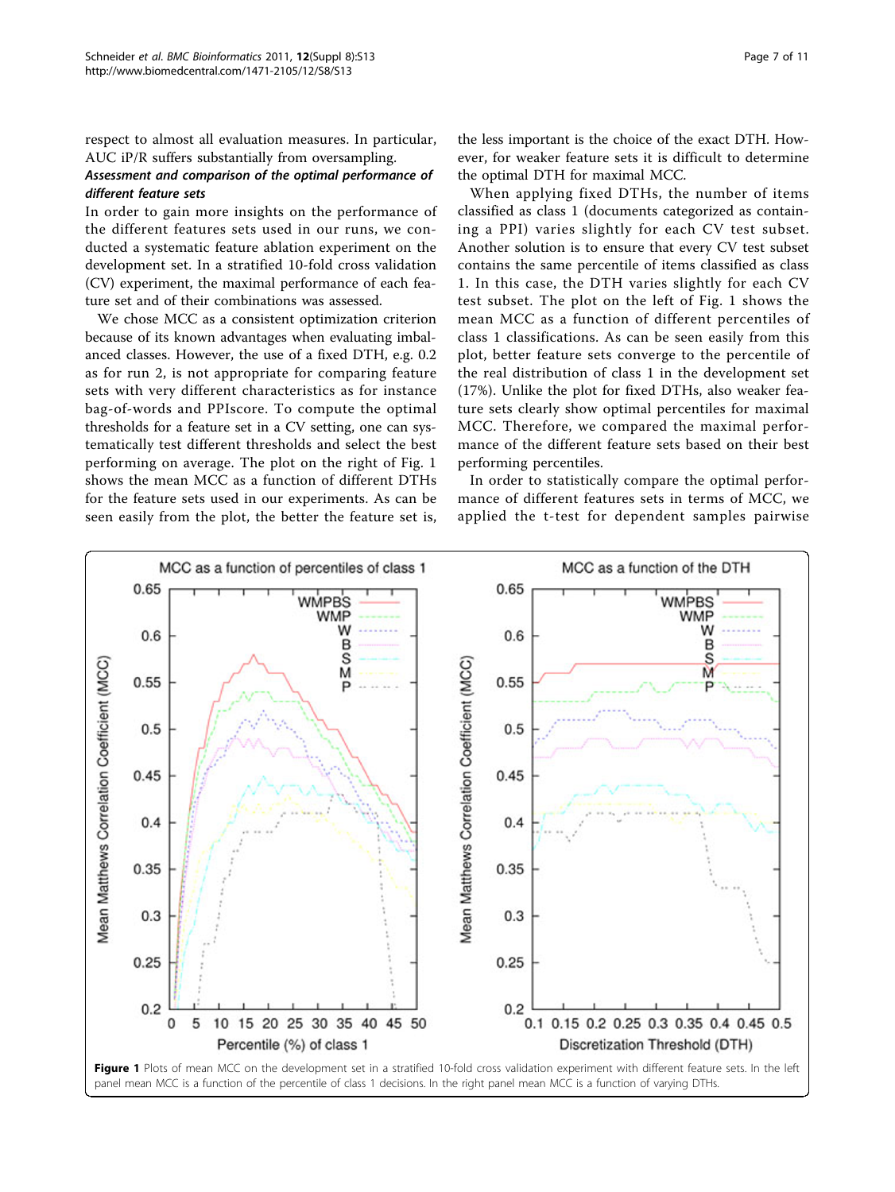respect to almost all evaluation measures. In particular, AUC iP/R suffers substantially from oversampling.

### *Assessment and comparison of the optimal performance of different feature sets*

In order to gain more insights on the performance of the different features sets used in our runs, we conducted a systematic feature ablation experiment on the development set. In a stratified 10-fold cross validation (CV) experiment, the maximal performance of each feature set and of their combinations was assessed.

We chose MCC as a consistent optimization criterion because of its known advantages when evaluating imbalanced classes. However, the use of a fixed DTH, e.g. 0.2 as for run 2, is not appropriate for comparing feature sets with very different characteristics as for instance bag-of-words and PPIscore. To compute the optimal thresholds for a feature set in a CV setting, one can systematically test different thresholds and select the best performing on average. The plot on the right of Fig. 1 shows the mean MCC as a function of different DTHs for the feature sets used in our experiments. As can be seen easily from the plot, the better the feature set is, the less important is the choice of the exact DTH. However, for weaker feature sets it is difficult to determine the optimal DTH for maximal MCC.

When applying fixed DTHs, the number of items classified as class 1 (documents categorized as containing a PPI) varies slightly for each CV test subset. Another solution is to ensure that every CV test subset contains the same percentile of items classified as class 1. In this case, the DTH varies slightly for each CV test subset. The plot on the left of Fig. 1 shows the mean MCC as a function of different percentiles of class 1 classifications. As can be seen easily from this plot, better feature sets converge to the percentile of the real distribution of class 1 in the development set (17%). Unlike the plot for fixed DTHs, also weaker feature sets clearly show optimal percentiles for maximal MCC. Therefore, we compared the maximal performance of the different feature sets based on their best performing percentiles.

In order to statistically compare the optimal performance of different features sets in terms of MCC, we applied the t-test for dependent samples pairwise

**Figure 1** Plots of mean MCC on the development set in a stratified 10-fold cross validation experiment with different feature sets. In the left panel mean MCC is a function of the percentile of class 1 decisions. In the right panel mean MCC is a function of varying DTHs.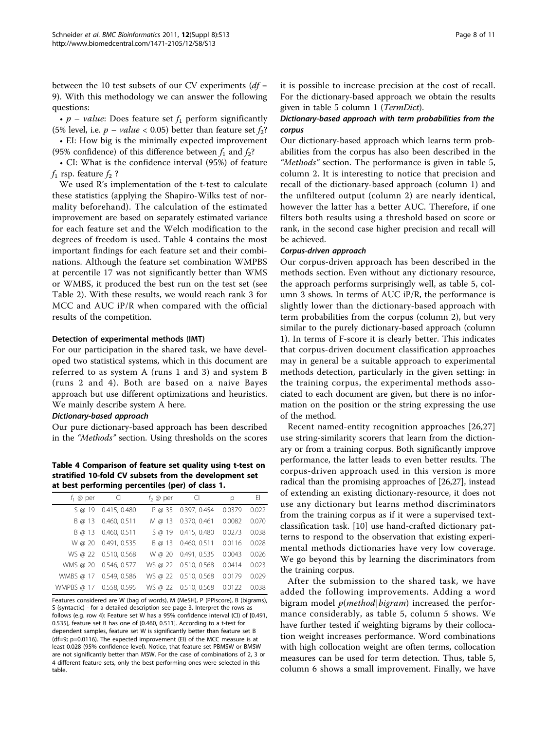between the 10 test subsets of our CV experiments ($df$ = 9). With this methodology we can answer the following questions:

- $p-value$: Does feature set $f_1$ perform significantly (5% level, i.e. $p-value < 0.05$) better than feature set $f_2$?
- EI: How big is the minimally expected improvement (95% confidence) of this difference between $f_1$ and $f_2$?
- CI: What is the confidence interval (95%) of feature $f_1$ rsp. feature $f_2$ ?

We used R's implementation of the t-test to calculate these statistics (applying the Shapiro-Wilks test of normality beforehand). The calculation of the estimated improvement are based on separately estimated variance for each feature set and the Welch modification to the degrees of freedom is used. Table 4 contains the most important findings for each feature set and their combinations. Although the feature set combination WMPBS at percentile 17 was not significantly better than WMS or WMBS, it produced the best run on the test set (see Table 2). With these results, we would reach rank 3 for MCC and AUC iP/R when compared with the official results of the competition.

**Table 4 Comparison of feature set quality using t-test on stratified 10-fold CV subsets from the development set at best performing percentiles (per) of class 1.**

| $f_1$ @ per | CI | $f_2$ @ per | CI | p | EI |
|---|---|---|---|---|---|
| S @ 19 | 0.415, 0.480 | P @ 35 | 0.397, 0.454 | 0.0379 | 0.022 |
| B @ 13 | 0.460, 0.511 | M @ 13 | 0.370, 0.461 | 0.0082 | 0.070 |
| B @ 13 | 0.460, 0.511 | S @ 19 | 0.415, 0.480 | 0.0273 | 0.038 |
| W @ 20 | 0.491, 0.535 | B @ 13 | 0.460, 0.511 | 0.0116 | 0.028 |
| WS @ 22 | 0.510, 0.568 | W @ 20 | 0.491, 0.535 | 0.0043 | 0.026 |
| WMS @ 20 | 0.546, 0.577 | WS @ 22 | 0.510, 0.568 | 0.0414 | 0.023 |
| WMBS @ 17 | 0.549, 0.586 | WS @ 22 | 0.510, 0.568 | 0.0179 | 0.029 |
| WMPBS @ 17 | 0.558, 0.595 | WS @ 22 | 0.510, 0.568 | 0.0122 | 0.038 |

Features considered are W (bag of words), M (MeSH), P (PPIscore), B (bigrams), S (syntactic) - for a detailed description see page 3. Interpret the rows as follows (e.g. row 4): Feature set W has a 95% confidence interval (CI) of [0.491, 0.535], feature set B has one of [0.460, 0.511]. According to a t-test for dependent samples, feature set W is significantly better than feature set B (df=9; p=0.0116). The expected improvement (EI) of the MCC measure is at least 0.028 (95% confidence level). Notice, that feature set PBMSW or BMSW are not significantly better than MSW. For the case of combinations of 2, 3 or 4 different feature sets, only the best performing ones were selected in this table.

### Detection of experimental methods (IMT)

For our participation in the shared task, we have developed two statistical systems, which in this document are referred to as system A (runs 1 and 3) and system B (runs 2 and 4). Both are based on a naive Bayes approach but use different optimizations and heuristics. We mainly describe system A here.

#### *Dictionary-based approach*

Our pure dictionary-based approach has been described in the *"Methods"* section. Using thresholds on the scores it is possible to increase precision at the cost of recall. For the dictionary-based approach we obtain the results given in table 5 column 1 (*TermDict*).

#### *Dictionary-based approach with term probabilities from the corpus*

Our dictionary-based approach which learns term probabilities from the corpus has also been described in the *"Methods"* section. The performance is given in table 5, column 2. It is interesting to notice that precision and recall of the dictionary-based approach (column 1) and the unfiltered output (column 2) are nearly identical, however the latter has a better AUC. Therefore, if one filters both results using a threshold based on score or rank, in the second case higher precision and recall will be achieved.

#### *Corpus-driven approach*

Our corpus-driven approach has been described in the methods section. Even without any dictionary resource, the approach performs surprisingly well, as table 5, column 3 shows. In terms of AUC iP/R, the performance is slightly lower than the dictionary-based approach with term probabilities from the corpus (column 2), but very similar to the purely dictionary-based approach (column 1). In terms of F-score it is clearly better. This indicates that corpus-driven document classification approaches may in general be a suitable approach to experimental methods detection, particularly in the given setting: in the training corpus, the experimental methods associated to each document are given, but there is no information on the position or the string expressing the use of the method.

Recent named-entity recognition approaches [26,27] use string-similarity scorers that learn from the dictionary or from a training corpus. Both significantly improve performance, the latter leads to even better results. The corpus-driven approach used in this version is more radical than the promising approaches of [26,27], instead of extending an existing dictionary-resource, it does not use any dictionary but learns method discriminators from the training corpus as if it were a supervised text-classification task. [10] use hand-crafted dictionary patterns to respond to the observation that existing experimental methods dictionaries have very low coverage. We go beyond this by learning the discriminators from the training corpus.

After the submission to the shared task, we have added the following improvements. Adding a word bigram model $p(method|bigram)$ increased the performance considerably, as table 5, column 5 shows. We have further tested if weighting bigrams by their collocation weight increases performance. Word combinations with high collocation weight are often terms, collocation measures can be used for term detection. Thus, table 5, column 6 shows a small improvement. Finally, we have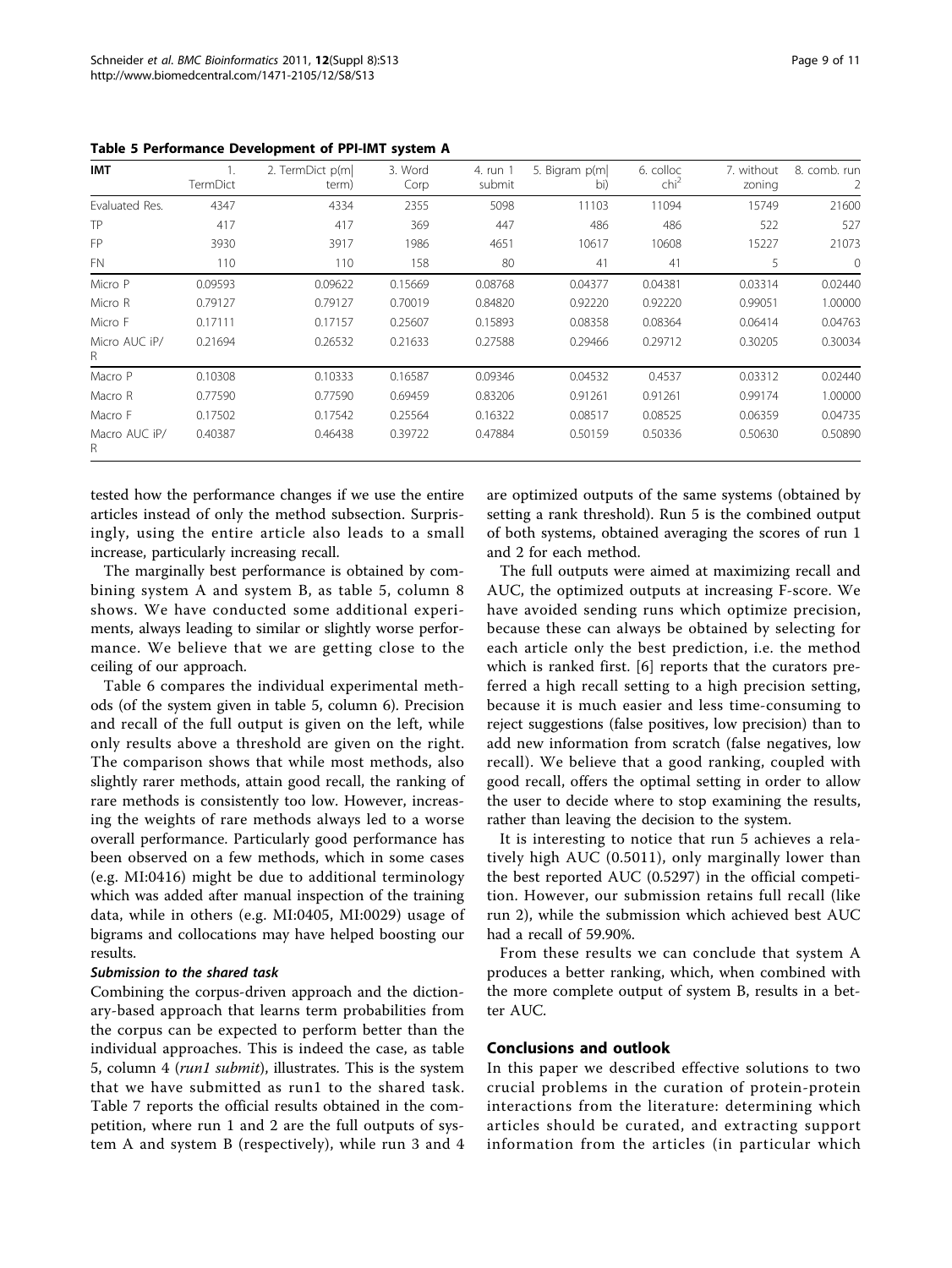**Table 5 Performance Development of PPI-IMT system A**

| IMT | 1. TermDict | 2. TermDict p(m\|term) | 3. Word Corp | 4. run 1 submit | 5. Bigram p(m\|bi) | 6. colloc $chi^2$ | 7. without zoning | 8. comb. run 2 |
|---|---|---|---|---|---|---|---|---|
| Evaluated Res. | 4347 | 4334 | 2355 | 5098 | 11103 | 11094 | 15749 | 21600 |
| TP | 417 | 417 | 369 | 447 | 486 | 486 | 522 | 527 |
| FP | 3930 | 3917 | 1986 | 4651 | 10617 | 10608 | 15227 | 21073 |
| FN | 110 | 110 | 158 | 80 | 41 | 41 | 5 | 0 |
| Micro P | 0.09593 | 0.09622 | 0.15669 | 0.08768 | 0.04377 | 0.04381 | 0.03314 | 0.02440 |
| Micro R | 0.79127 | 0.79127 | 0.70019 | 0.84820 | 0.92220 | 0.92220 | 0.99051 | 1.00000 |
| Micro F | 0.17111 | 0.17157 | 0.25607 | 0.15893 | 0.08358 | 0.08364 | 0.06414 | 0.04763 |
| Micro AUC iP/R | 0.21694 | 0.26532 | 0.21633 | 0.27588 | 0.29466 | 0.29712 | 0.30205 | 0.30034 |
| Macro P | 0.10308 | 0.10333 | 0.16587 | 0.09346 | 0.04532 | 0.4537 | 0.03312 | 0.02440 |
| Macro R | 0.77590 | 0.77590 | 0.69459 | 0.83206 | 0.91261 | 0.91261 | 0.99174 | 1.00000 |
| Macro F | 0.17502 | 0.17542 | 0.25564 | 0.16322 | 0.08517 | 0.08525 | 0.06359 | 0.04735 |
| Macro AUC iP/R | 0.40387 | 0.46438 | 0.39722 | 0.47884 | 0.50159 | 0.50336 | 0.50630 | 0.50890 |

tested how the performance changes if we use the entire articles instead of only the method subsection. Surprisingly, using the entire article also leads to a small increase, particularly increasing recall.

The marginally best performance is obtained by combining system A and system B, as table 5, column 8 shows. We have conducted some additional experiments, always leading to similar or slightly worse performance. We believe that we are getting close to the ceiling of our approach.

Table 6 compares the individual experimental methods (of the system given in table 5, column 6). Precision and recall of the full output is given on the left, while only results above a threshold are given on the right. The comparison shows that while most methods, also slightly rarer methods, attain good recall, the ranking of rare methods is consistently too low. However, increasing the weights of rare methods always led to a worse overall performance. Particularly good performance has been observed on a few methods, which in some cases (e.g. MI:0416) might be due to additional terminology which was added after manual inspection of the training data, while in others (e.g. MI:0405, MI:0029) usage of bigrams and collocations may have helped boosting our results.

#### *Submission to the shared task*

Combining the corpus-driven approach and the dictionary-based approach that learns term probabilities from the corpus can be expected to perform better than the individual approaches. This is indeed the case, as table 5, column 4 (*run1 submit*), illustrates. This is the system that we have submitted as run1 to the shared task. Table 7 reports the official results obtained in the competition, where run 1 and 2 are the full outputs of system A and system B (respectively), while run 3 and 4 are optimized outputs of the same systems (obtained by setting a rank threshold). Run 5 is the combined output of both systems, obtained averaging the scores of run 1 and 2 for each method.

The full outputs were aimed at maximizing recall and AUC, the optimized outputs at increasing F-score. We have avoided sending runs which optimize precision, because these can always be obtained by selecting for each article only the best prediction, i.e. the method which is ranked first. [6] reports that the curators preferred a high recall setting to a high precision setting, because it is much easier and less time-consuming to reject suggestions (false positives, low precision) than to add new information from scratch (false negatives, low recall). We believe that a good ranking, coupled with good recall, offers the optimal setting in order to allow the user to decide where to stop examining the results, rather than leaving the decision to the system.

It is interesting to notice that run 5 achieves a relatively high AUC (0.5011), only marginally lower than the best reported AUC (0.5297) in the official competition. However, our submission retains full recall (like run 2), while the submission which achieved best AUC had a recall of 59.90%.

From these results we can conclude that system A produces a better ranking, which, when combined with the more complete output of system B, results in a better AUC.

## Conclusions and outlook

In this paper we described effective solutions to two crucial problems in the curation of protein-protein interactions from the literature: determining which articles should be curated, and extracting support information from the articles (in particular which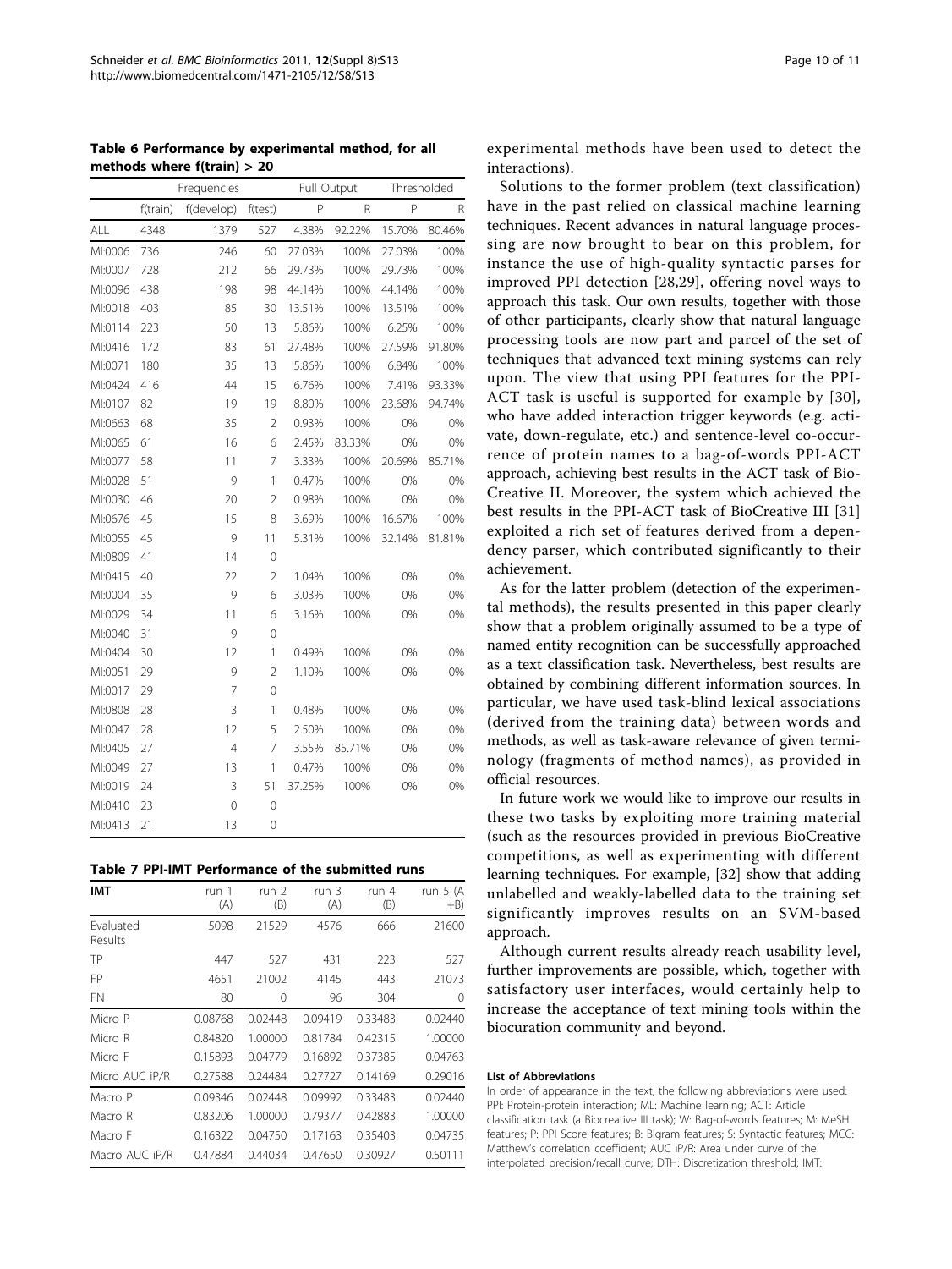**Table 6 Performance by experimental method, for all methods where f(train) > 20**

| | Frequencies | | | Full Output | | Thresholded | |
|---|---|---|---|---|---|---|---|
| | f(train) | f(develop) | f(test) | P | R | P | R |
| ALL | 4348 | 1379 | 527 | 4.38% | 92.22% | 15.70% | 80.46% |
| MI:0006 | 736 | 246 | 60 | 27.03% | 100% | 27.03% | 100% |
| MI:0007 | 728 | 212 | 66 | 29.73% | 100% | 29.73% | 100% |
| MI:0096 | 438 | 198 | 98 | 44.14% | 100% | 44.14% | 100% |
| MI:0018 | 403 | 85 | 30 | 13.51% | 100% | 13.51% | 100% |
| MI:0114 | 223 | 50 | 13 | 5.86% | 100% | 6.25% | 100% |
| MI:0416 | 172 | 83 | 61 | 27.48% | 100% | 27.59% | 91.80% |
| MI:0071 | 180 | 35 | 13 | 5.86% | 100% | 6.84% | 100% |
| MI:0424 | 416 | 44 | 15 | 6.76% | 100% | 7.41% | 93.33% |
| MI:0107 | 82 | 19 | 19 | 8.80% | 100% | 23.68% | 94.74% |
| MI:0663 | 68 | 35 | 2 | 0.93% | 100% | 0% | 0% |
| MI:0065 | 61 | 16 | 6 | 2.45% | 83.33% | 0% | 0% |
| MI:0077 | 58 | 11 | 7 | 3.33% | 100% | 20.69% | 85.71% |
| MI:0028 | 51 | 9 | 1 | 0.47% | 100% | 0% | 0% |
| MI:0030 | 46 | 20 | 2 | 0.98% | 100% | 0% | 0% |
| MI:0676 | 45 | 15 | 8 | 3.69% | 100% | 16.67% | 100% |
| MI:0055 | 45 | 9 | 11 | 5.31% | 100% | 32.14% | 81.81% |
| MI:0809 | 41 | 14 | 0 | | | | |
| MI:0415 | 40 | 22 | 2 | 1.04% | 100% | 0% | 0% |
| MI:0004 | 35 | 9 | 6 | 3.03% | 100% | 0% | 0% |
| MI:0029 | 34 | 11 | 6 | 3.16% | 100% | 0% | 0% |
| MI:0040 | 31 | 9 | 0 | | | | |
| MI:0404 | 30 | 12 | 1 | 0.49% | 100% | 0% | 0% |
| MI:0051 | 29 | 9 | 2 | 1.10% | 100% | 0% | 0% |
| MI:0017 | 29 | 7 | 0 | | | | |
| MI:0808 | 28 | 3 | 1 | 0.48% | 100% | 0% | 0% |
| MI:0047 | 28 | 12 | 5 | 2.50% | 100% | 0% | 0% |
| MI:0405 | 27 | 4 | 7 | 3.55% | 85.71% | 0% | 0% |
| MI:0049 | 27 | 13 | 1 | 0.47% | 100% | 0% | 0% |
| MI:0019 | 24 | 3 | 51 | 37.25% | 100% | 0% | 0% |
| MI:0410 | 23 | 0 | 0 | | | | |
| MI:0413 | 21 | 13 | 0 | | | | |

**Table 7 PPI-IMT Performance of the submitted runs**

| IMT | run 1 (A) | run 2 (B) | run 3 (A) | run 4 (B) | run 5 (A +B) |
|---|---|---|---|---|---|
| Evaluated Results | 5098 | 21529 | 4576 | 666 | 21600 |
| TP | 447 | 527 | 431 | 223 | 527 |
| FP | 4651 | 21002 | 4145 | 443 | 21073 |
| FN | 80 | 0 | 96 | 304 | 0 |
| Micro P | 0.08768 | 0.02448 | 0.09419 | 0.33483 | 0.02440 |
| Micro R | 0.84820 | 1.00000 | 0.81784 | 0.42315 | 1.00000 |
| Micro F | 0.15893 | 0.04779 | 0.16892 | 0.37385 | 0.04763 |
| Micro AUC iP/R | 0.27588 | 0.24484 | 0.27727 | 0.14169 | 0.29016 |
| Macro P | 0.09346 | 0.02448 | 0.09992 | 0.33483 | 0.02440 |
| Macro R | 0.83206 | 1.00000 | 0.79377 | 0.42883 | 1.00000 |
| Macro F | 0.16322 | 0.04750 | 0.17163 | 0.35403 | 0.04735 |
| Macro AUC iP/R | 0.47884 | 0.44034 | 0.47650 | 0.30927 | 0.50111 |

experimental methods have been used to detect the interactions).

Solutions to the former problem (text classification) have in the past relied on classical machine learning techniques. Recent advances in natural language processing are now brought to bear on this problem, for instance the use of high-quality syntactic parses for improved PPI detection [28,29], offering novel ways to approach this task. Our own results, together with those of other participants, clearly show that natural language processing tools are now part and parcel of the set of techniques that advanced text mining systems can rely upon. The view that using PPI features for the PPI-ACT task is useful is supported for example by [30], who have added interaction trigger keywords (e.g. activate, down-regulate, etc.) and sentence-level co-occurrence of protein names to a bag-of-words PPI-ACT approach, achieving best results in the ACT task of BioCreative II. Moreover, the system which achieved the best results in the PPI-ACT task of BioCreative III [31] exploited a rich set of features derived from a dependency parser, which contributed significantly to their achievement.

As for the latter problem (detection of the experimental methods), the results presented in this paper clearly show that a problem originally assumed to be a type of named entity recognition can be successfully approached as a text classification task. Nevertheless, best results are obtained by combining different information sources. In particular, we have used task-blind lexical associations (derived from the training data) between words and methods, as well as task-aware relevance of given terminology (fragments of method names), as provided in official resources.

In future work we would like to improve our results in these two tasks by exploiting more training material (such as the resources provided in previous BioCreative competitions, as well as experimenting with different learning techniques. For example, [32] show that adding unlabelled and weakly-labelled data to the training set significantly improves results on an SVM-based approach.

Although current results already reach usability level, further improvements are possible, which, together with satisfactory user interfaces, would certainly help to increase the acceptance of text mining tools within the biocuration community and beyond.

#### List of Abbreviations

In order of appearance in the text, the following abbreviations were used: PPI: Protein-protein interaction; ML: Machine learning; ACT: Article classification task (a Biocreative III task); W: Bag-of-words features; M: MeSH features; P: PPI Score features; B: Bigram features; S: Syntactic features; MCC: Matthew's correlation coefficient; AUC iP/R: Area under curve of the interpolated precision/recall curve; DTH: Discretization threshold; IMT: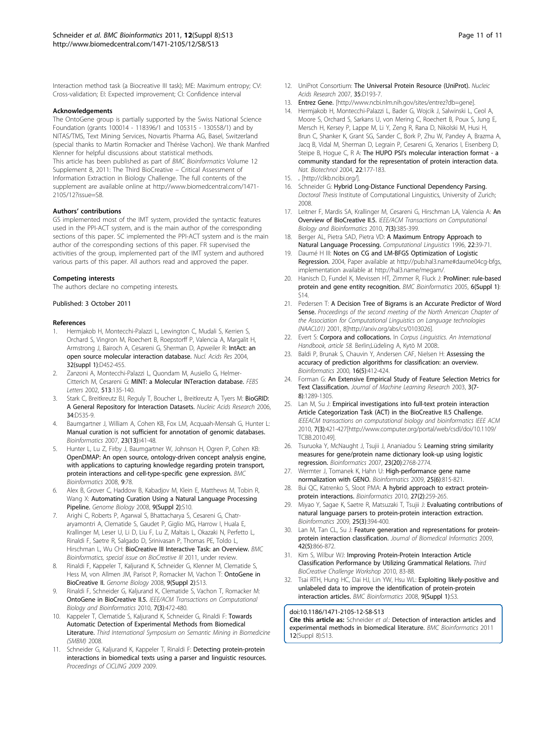Interaction method task (a Biocreative III task); ME: Maximum entropy; CV: Cross-validation; EI: Expected improvement; CI: Confidence interval

#### Acknowledgements

The OntoGene group is partially supported by the Swiss National Science Foundation (grants 100014 - 118396/1 and 105315 - 130558/1) and by NITAS/TMS, Text Mining Services, Novartis Pharma AG, Basel, Switzerland (special thanks to Martin Romacker and Thérèse Vachon). We thank Manfred Klenner for helpful discussions about statistical methods.

This article has been published as part of *BMC Bioinformatics* Volume 12 Supplement 8, 2011: The Third BioCreative – Critical Assessment of Information Extraction in Biology Challenge. The full contents of the supplement are available online at http://www.biomedcentral.com/1471-2105/12?issue=S8.

#### Authors' contributions

GS implemented most of the IMT system, provided the syntactic features used in the PPI-ACT system, and is the main author of the corresponding sections of this paper. SC implemented the PPI-ACT system and is the main author of the corresponding sections of this paper. FR supervised the activities of the group, implemented part of the IMT system and authored various parts of this paper. All authors read and approved the paper.

#### Competing interests

The authors declare no competing interests.

Published: 3 October 2011

#### References

1. Hermjakob H, Montecchi-Palazzi L, Lewington C, Mudali S, Kerrien S, Orchard S, Vingron M, Roechert B, Roepstorff P, Valencia A, Margalit H, Armstrong J, Bairoch A, Cesareni G, Sherman D, Apweiler R: **IntAct: an open source molecular interaction database.** *Nucl. Acids Res* 2004, **32(suppl 1)**:D452-455.
2. Zanzoni A, Montecchi-Palazzi L, Quondam M, Ausiello G, Helmer-Citterich M, Cesareni G: **MINT: a Molecular INTeraction database.** *FEBS Letters* 2002, **513**:135-140.
3. Stark C, Breitkreutz BJ, Reguly T, Boucher L, Breitkreutz A, Tyers M: **BioGRID: A General Repository for Interaction Datasets.** *Nucleic Acids Research* 2006, **34**:D535-9.
4. Baumgartner J, William A, Cohen KB, Fox LM, Acquaah-Mensah G, Hunter L: **Manual curation is not sufficient for annotation of genomic databases.** *Bioinformatics* 2007, **23(13)**:i41-48.
5. Hunter L, Lu Z, Firby J, Baumgartner W, Johnson H, Ogren P, Cohen KB: **OpenDMAP: An open source, ontology-driven concept analysis engine, with applications to capturing knowledge regarding protein transport, protein interactions and cell-type-specific gene expression.** *BMC Bioinformatics* 2008, **9**:78.
6. Alex B, Grover C, Haddow B, Kabadjov M, Klein E, Matthews M, Tobin R, Wang X: **Automating Curation Using a Natural Language Processing Pipeline.** *Genome Biology* 2008, **9(Suppl 2)**:S10.
7. Arighi C, Roberts P, Agarwal S, Bhattacharya S, Cesareni G, Chatr-aryamontri A, Clematide S, Gaudet P, Giglio MG, Harrow I, Huala E, Krallinger M, Leser U, Li D, Liu F, Lu Z, Maltais L, Okazaki N, Perfetto L, Rinaldi F, Saetre R, Salgado D, Srinivasan P, Thomas PE, Toldo L, Hirschman L, Wu CH: **BioCreative III Interactive Task: an Overview.** *BMC Bioinformatics, special issue on BioCreative III* 2011, under review.
8. Rinaldi F, Kappeler T, Kaljurand K, Schneider G, Klenner M, Clematide S, Hess M, von Allmen JM, Parisot P, Romacker M, Vachon T: **OntoGene in BioCreative II.** *Genome Biology* 2008, **9(Suppl 2)**:S13.
9. Rinaldi F, Schneider G, Kaljurand K, Clematide S, Vachon T, Romacker M: **OntoGene in BioCreative II.5.** *IEEE/ACM Transactions on Computational Biology and Bioinformatics* 2010, **7(3)**:472-480.
10. Kappeler T, Clematide S, Kaljurand K, Schneider G, Rinaldi F: **Towards Automatic Detection of Experimental Methods from Biomedical Literature.** *Third International Symposium on Semantic Mining in Biomedicine (SMBM)* 2008.
11. Schneider G, Kaljurand K, Kappeler T, Rinaldi F: **Detecting protein-protein interactions in biomedical texts using a parser and linguistic resources.** *Proceedings of CICLING 2009* 2009.
12. UniProt Consortium: **The Universal Protein Resource (UniProt).** *Nucleic Acids Research* 2007, **35**:D193-7.
13. **Entrez Gene.** [http://www.ncbi.nlm.nih.gov/sites/entrez?db=gene].
14. Hermjakob H, Montecchi-Palazzi L, Bader G, Wojcik J, Salwinski L, Ceol A, Moore S, Orchard S, Sarkans U, von Mering C, Roechert B, Poux S, Jung E, Mersch H, Kersey P, Lappe M, Li Y, Zeng R, Rana D, Nikolski M, Husi H, Brun C, Shanker K, Grant SG, Sander C, Bork P, Zhu W, Pandey A, Brazma A, Jacq B, Vidal M, Sherman D, Legrain P, Cesareni G, Xenarios I, Eisenberg D, Steipe B, Hogue C, R A: **The HUPO PSI's molecular interaction format - a community standard for the representation of protein interaction data.** *Nat. Biotechnol* 2004, **22**:177-183.
15. . [http://clkb.ncibi.org/].
16. Schneider G: **Hybrid Long-Distance Functional Dependency Parsing.** *Doctoral Thesis* Institute of Computational Linguistics, University of Zurich; 2008.
17. Leitner F, Mardis SA, Krallinger M, Cesareni G, Hirschman LA, Valencia A: **An Overview of BioCreative II.5.** *IEEE/ACM Transactions on Computational Biology and Bioinformatics* 2010, **7(3)**:385-399.
18. Berger AL, Pietra SAD, Pietra VD: **A Maximum Entropy Approach to Natural Language Processing.** *Computational Linguistics* 1996, **22**:39-71.
19. Daumé H III: **Notes on CG and LM-BFGS Optimization of Logistic Regression.** 2004, Paper available at http://pub.hal3.name#daume04cg-bfgs, implementation available at http://hal3.name/megam/.
20. Hanisch D, Fundel K, Mevissen HT, Zimmer R, Fluck J: **ProMiner: rule-based protein and gene entity recognition.** *BMC Bioinformatics* 2005, **6(Suppl 1)**:S14.
21. Pedersen T: **A Decision Tree of Bigrams is an Accurate Predictor of Word Sense.** *Proceedings of the second meeting of the North American Chapter of the Association for Computational Linguistics on Language technologies (NAACL01)* 2001, 8[http://arxiv.org/abs/cs/0103026].
22. Evert S: **Corpora and collocations.** In *Corpus Linguistics. An International Handbook, article 58.* Berlin;Lüdeling A, Kytö M 2008:.
23. Baldi P, Brunak S, Chauvin Y, Andersen CAF, Nielsen H: **Assessing the accuracy of prediction algorithms for classification: an overview.** *Bioinformatics* 2000, **16(5)**:412-424.
24. Forman G: **An Extensive Empirical Study of Feature Selection Metrics for Text Classification.** *Journal of Machine Learning Research* 2003, **3(7-8)**:1289-1305.
25. Lan M, Su J: **Empirical investigations into full-text protein interaction Article Categorization Task (ACT) in the BioCreative II.5 Challenge.** *IEEEACM transactions on computational biology and bioinformatics IEEE ACM* 2010, **7(3)**:421-427[http://www.computer.org/portal/web/csdl/doi/10.1109/TCBB.2010.49].
26. Tsuruoka Y, McNaught J, Tsujii J, Ananiadou S: **Learning string similarity measures for gene/protein name dictionary look-up using logistic regression.** *Bioinformatics* 2007, **23(20)**:2768-2774.
27. Wermter J, Tomanek K, Hahn U: **High-performance gene name normalization with GENO.** *Bioinformatics* 2009, **25(6)**:815-821.
28. Bui QC, Katrenko S, Sloot PMA: **A hybrid approach to extract protein-protein interactions.** *Bioinformatics* 2010, **27(2)**:259-265.
29. Miyao Y, Sagae K, Saetre R, Matsuzaki T, Tsujii J: **Evaluating contributions of natural language parsers to protein-protein interaction extraction.** *Bioinformatics* 2009, **25(3)**:394-400.
30. Lan M, Tan CL, Su J: **Feature generation and representations for protein-protein interaction classification.** *Journal of Biomedical Informatics* 2009, **42(5)**:866-872.
31. Kim S, Wilbur WJ: **Improving Protein-Protein Interaction Article Classification Performance by Utilizing Grammatical Relations.** *Third BioCreative Challenge Workshop* 2010, 83-88.
32. Tsai RTH, Hung HC, Dai HJ, Lin YW, Hsu WL: **Exploiting likely-positive and unlabeled data to improve the identification of protein-protein interaction articles.** *BMC Bioinformatics* 2008, **9(Suppl 1)**:S3.

doi:10.1186/1471-2105-12-S8-S13

**Cite this article as:** Schneider *et al.*: Detection of interaction articles and experimental methods in biomedical literature. *BMC Bioinformatics* 2011 **12**(Suppl 8):S13.